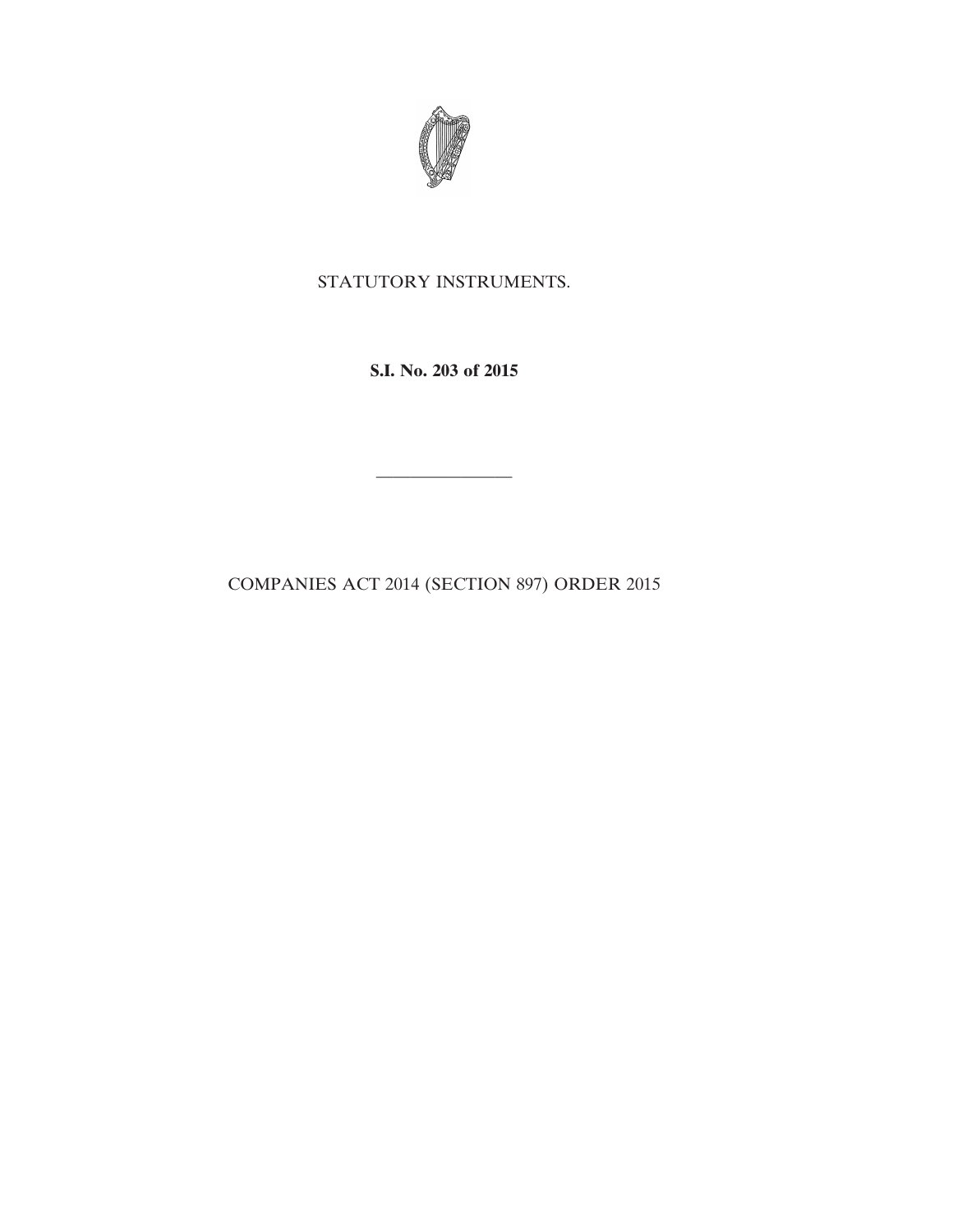STATUTORY INSTRUMENTS.

**S.I. No. 203 of 2015**

---

COMPANIES ACT 2014 (SECTION 897) ORDER 2015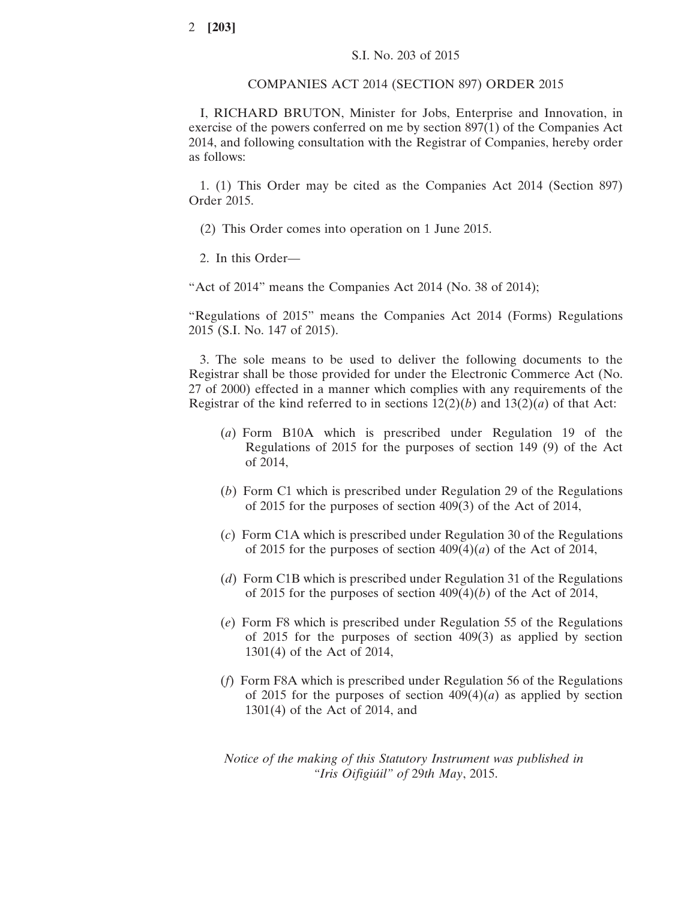S.I. No. 203 of 2015

COMPANIES ACT 2014 (SECTION 897) ORDER 2015

I, RICHARD BRUTON, Minister for Jobs, Enterprise and Innovation, in exercise of the powers conferred on me by section 897(1) of the Companies Act 2014, and following consultation with the Registrar of Companies, hereby order as follows:

1. (1) This Order may be cited as the Companies Act 2014 (Section 897) Order 2015.

(2) This Order comes into operation on 1 June 2015.

2. In this Order—

"Act of 2014" means the Companies Act 2014 (No. 38 of 2014);

"Regulations of 2015" means the Companies Act 2014 (Forms) Regulations 2015 (S.I. No. 147 of 2015).

3. The sole means to be used to deliver the following documents to the Registrar shall be those provided for under the Electronic Commerce Act (No. 27 of 2000) effected in a manner which complies with any requirements of the Registrar of the kind referred to in sections 12(2)(*b*) and 13(2)(*a*) of that Act:

(*a*) Form B10A which is prescribed under Regulation 19 of the Regulations of 2015 for the purposes of section 149 (9) of the Act of 2014,

(*b*) Form C1 which is prescribed under Regulation 29 of the Regulations of 2015 for the purposes of section 409(3) of the Act of 2014,

(*c*) Form C1A which is prescribed under Regulation 30 of the Regulations of 2015 for the purposes of section 409(4)(*a*) of the Act of 2014,

(*d*) Form C1B which is prescribed under Regulation 31 of the Regulations of 2015 for the purposes of section 409(4)(*b*) of the Act of 2014,

(*e*) Form F8 which is prescribed under Regulation 55 of the Regulations of 2015 for the purposes of section 409(3) as applied by section 1301(4) of the Act of 2014,

(*f*) Form F8A which is prescribed under Regulation 56 of the Regulations of 2015 for the purposes of section 409(4)(*a*) as applied by section 1301(4) of the Act of 2014, and

*Notice of the making of this Statutory Instrument was published in "Iris Oifigiúil" of* 29*th May*, 2015.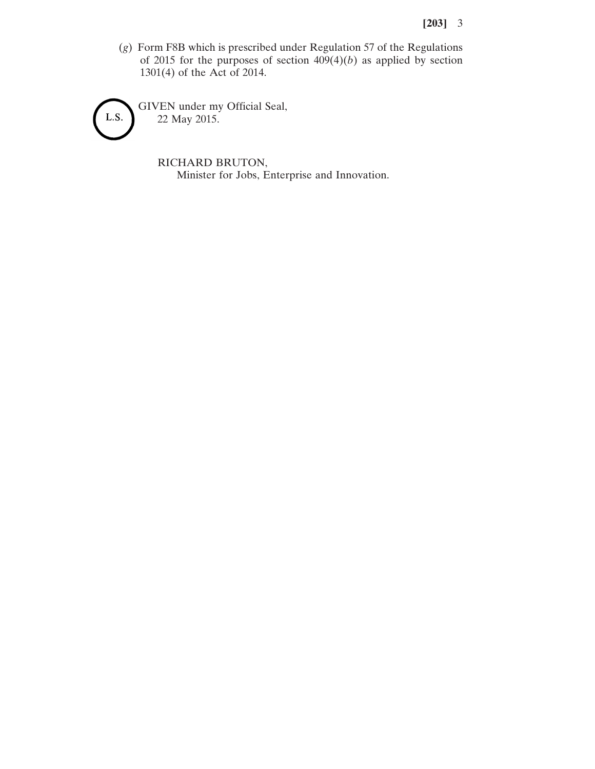(*g*) Form F8B which is prescribed under Regulation 57 of the Regulations of 2015 for the purposes of section 409(4)(*b*) as applied by section 1301(4) of the Act of 2014.

L.S.

GIVEN under my Official Seal,
22 May 2015.

RICHARD BRUTON,
Minister for Jobs, Enterprise and Innovation.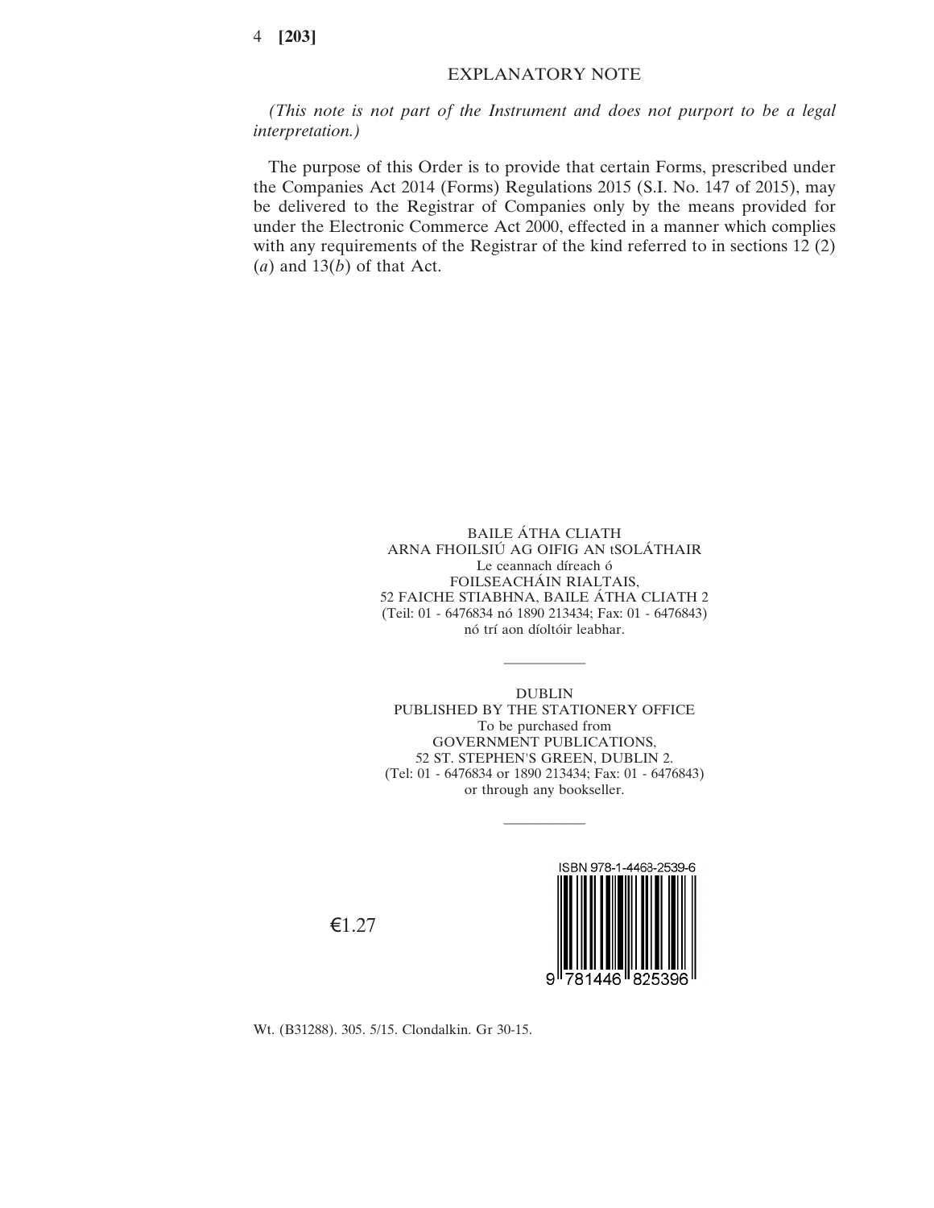## EXPLANATORY NOTE

*(This note is not part of the Instrument and does not purport to be a legal interpretation.)*

The purpose of this Order is to provide that certain Forms, prescribed under the Companies Act 2014 (Forms) Regulations 2015 (S.I. No. 147 of 2015), may be delivered to the Registrar of Companies only by the means provided for under the Electronic Commerce Act 2000, effected in a manner which complies with any requirements of the Registrar of the kind referred to in sections 12 (2) (*a*) and 13(*b*) of that Act.

BAILE ÁTHA CLIATH
ARNA FHOILSIÚ AG OIFIG AN tSOLÁTHAIR
Le ceannach díreach ó
FOILSEACHÁIN RIALTAIS,
52 FAICHE STIABHNA, BAILE ÁTHA CLIATH 2
(Teil: 01 - 6476834 nó 1890 213434; Fax: 01 - 6476843)
nó trí aon díoltóir leabhar.

---

DUBLIN
PUBLISHED BY THE STATIONERY OFFICE
To be purchased from
GOVERNMENT PUBLICATIONS,
52 ST. STEPHEN'S GREEN, DUBLIN 2.
(Tel: 01 - 6476834 or 1890 213434; Fax: 01 - 6476843)
or through any bookseller.

---

ISBN 978-1-4468-2539-6

9 781446 825396

€1.27

Wt. (B31288). 305. 5/15. Clondalkin. Gr 30-15.